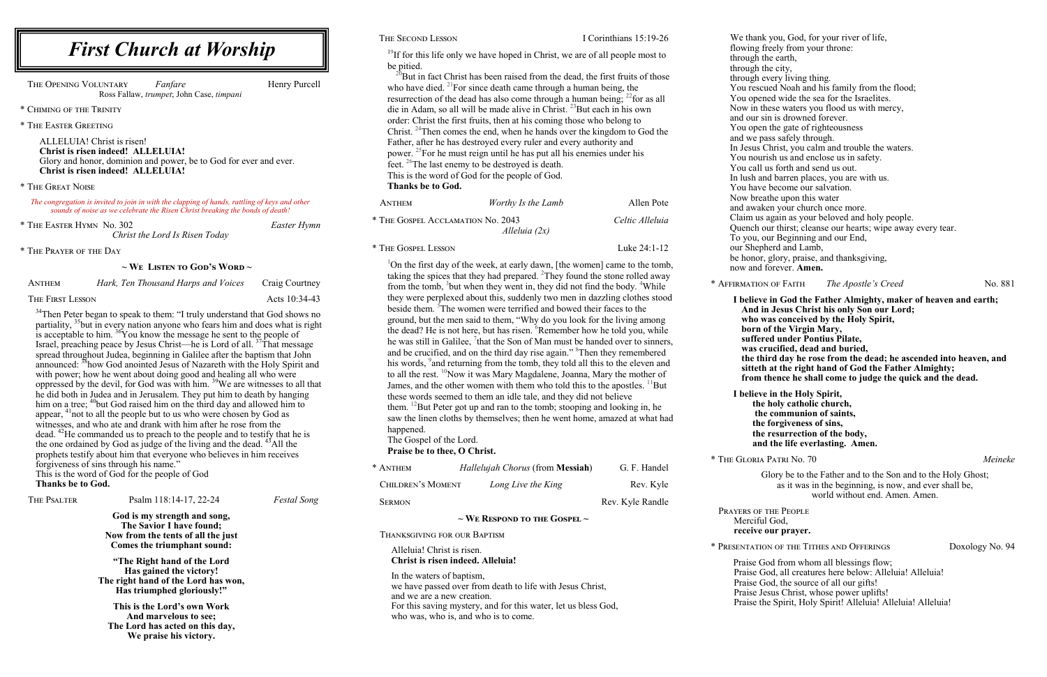# *First Church at Worship*

THE OPENING VOLUNTARY *Fanfare* Henry Purcell
Ross Fallaw, *trumpet*; John Case, *timpani*

\* CHIMING OF THE TRINITY

\* THE EASTER GREETING

ALLELUIA! Christ is risen!
**Christ is risen indeed! ALLELUIA!**
Glory and honor, dominion and power, be to God for ever and ever.
**Christ is risen indeed! ALLELUIA!**

\* THE GREAT NOISE

*The congregation is invited to join in with the clapping of hands, rattling of keys and other sounds of noise as we celebrate the Risen Christ breaking the bonds of death!*

\* THE EASTER HYMN No. 302 *Easter Hymn*
*Christ the Lord Is Risen Today*

\* THE PRAYER OF THE DAY

## ~ WE LISTEN TO GOD'S WORD ~

ANTHEM *Hark, Ten Thousand Harps and Voices* Craig Courtney

THE FIRST LESSON Acts 10:34-43

[34]Then Peter began to speak to them: "I truly understand that God shows no partiality, [35]but in every nation anyone who fears him and does what is right is acceptable to him. [36]You know the message he sent to the people of Israel, preaching peace by Jesus Christ—he is Lord of all. [37]That message spread throughout Judea, beginning in Galilee after the baptism that John announced: [38]how God anointed Jesus of Nazareth with the Holy Spirit and with power; how he went about doing good and healing all who were oppressed by the devil, for God was with him. [39]We are witnesses to all that he did both in Judea and in Jerusalem. They put him to death by hanging him on a tree; [40]but God raised him on the third day and allowed him to appear, [41]not to all the people but to us who were chosen by God as witnesses, and who ate and drank with him after he rose from the dead. [42]He commanded us to preach to the people and to testify that he is the one ordained by God as judge of the living and the dead. [43]All the prophets testify about him that everyone who believes in him receives forgiveness of sins through his name."
This is the word of God for the people of God
**Thanks be to God.**

THE PSALTER Psalm 118:14-17, 22-24 *Festal Song*

**God is my strength and song,**
**The Savior I have found;**
**Now from the tents of all the just**
**Comes the triumphant sound:**

**"The Right hand of the Lord**
**Has gained the victory!**
**The right hand of the Lord has won,**
**Has triumphed gloriously!"**

**This is the Lord's own Work**
**And marvelous to see;**
**The Lord has acted on this day,**
**We praise his victory.**

THE SECOND LESSON I Corinthians 15:19-26

[19]If for this life only we have hoped in Christ, we are of all people most to be pitied.
[20]But in fact Christ has been raised from the dead, the first fruits of those who have died. [21]For since death came through a human being, the resurrection of the dead has also come through a human being; [22]for as all die in Adam, so all will be made alive in Christ. [23]But each in his own order: Christ the first fruits, then at his coming those who belong to Christ. [24]Then comes the end, when he hands over the kingdom to God the Father, after he has destroyed every ruler and every authority and power. [25]For he must reign until he has put all his enemies under his feet. [26]The last enemy to be destroyed is death.
This is the word of God for the people of God.
**Thanks be to God.**

ANTHEM *Worthy Is the Lamb* Allen Pote

\* THE GOSPEL ACCLAMATION No. 2043 *Celtic Alleluia*
*Alleluia (2x)*

\* THE GOSPEL LESSON Luke 24:1-12

[1]On the first day of the week, at early dawn, [the women] came to the tomb, taking the spices that they had prepared. [2]They found the stone rolled away from the tomb, [3]but when they went in, they did not find the body. [4]While they were perplexed about this, suddenly two men in dazzling clothes stood beside them. [5]The women were terrified and bowed their faces to the ground, but the men said to them, "Why do you look for the living among the dead? He is not here, but has risen. [6]Remember how he told you, while he was still in Galilee, [7]that the Son of Man must be handed over to sinners, and be crucified, and on the third day rise again." [8]Then they remembered his words, [9]and returning from the tomb, they told all this to the eleven and to all the rest. [10]Now it was Mary Magdalene, Joanna, Mary the mother of James, and the other women with them who told this to the apostles. [11]But these words seemed to them an idle tale, and they did not believe them. [12]But Peter got up and ran to the tomb; stooping and looking in, he saw the linen cloths by themselves; then he went home, amazed at what had happened.
The Gospel of the Lord.
**Praise be to thee, O Christ.**

\* ANTHEM *Hallelujah Chorus* (from **Messiah**) G. F. Handel

CHILDREN'S MOMENT *Long Live the King* Rev. Kyle

SERMON Rev. Kyle Randle

## ~ WE RESPOND TO THE GOSPEL ~

THANKSGIVING FOR OUR BAPTISM

Alleluia! Christ is risen.
**Christ is risen indeed. Alleluia!**

In the waters of baptism,
we have passed over from death to life with Jesus Christ,
and we are a new creation.
For this saving mystery, and for this water, let us bless God,
who was, who is, and who is to come.

We thank you, God, for your river of life,
flowing freely from your throne:
through the earth,
through the city,
through every living thing.
You rescued Noah and his family from the flood;
You opened wide the sea for the Israelites.
Now in these waters you flood us with mercy,
and our sin is drowned forever.
You open the gate of righteousness
and we pass safely through.
In Jesus Christ, you calm and trouble the waters.
You nourish us and enclose us in safety.
You call us forth and send us out.
In lush and barren places, you are with us.
You have become our salvation.
Now breathe upon this water
and awaken your church once more.
Claim us again as your beloved and holy people.
Quench our thirst; cleanse our hearts; wipe away every tear.
To you, our Beginning and our End,
our Shepherd and Lamb,
be honor, glory, praise, and thanksgiving,
now and forever. **Amen.**

\* AFFIRMATION OF FAITH *The Apostle's Creed* No. 881

**I believe in God the Father Almighty, maker of heaven and earth;**
**And in Jesus Christ his only Son our Lord;**
**who was conceived by the Holy Spirit,**
**born of the Virgin Mary,**
**suffered under Pontius Pilate,**
**was crucified, dead and buried,**
**the third day he rose from the dead; he ascended into heaven, and**
**sitteth at the right hand of God the Father Almighty;**
**from thence he shall come to judge the quick and the dead.**

**I believe in the Holy Spirit,**
**the holy catholic church,**
**the communion of saints,**
**the forgiveness of sins,**
**the resurrection of the body,**
**and the life everlasting. Amen.**

\* THE GLORIA PATRI No. 70 *Meineke*

Glory be to the Father and to the Son and to the Holy Ghost;
as it was in the beginning, is now, and ever shall be,
world without end. Amen. Amen.

PRAYERS OF THE PEOPLE
Merciful God,
**receive our prayer.**

\* PRESENTATION OF THE TITHES AND OFFERINGS Doxology No. 94

Praise God from whom all blessings flow;
Praise God, all creatures here below: Alleluia! Alleluia!
Praise God, the source of all our gifts!
Praise Jesus Christ, whose power uplifts!
Praise the Spirit, Holy Spirit! Alleluia! Alleluia! Alleluia!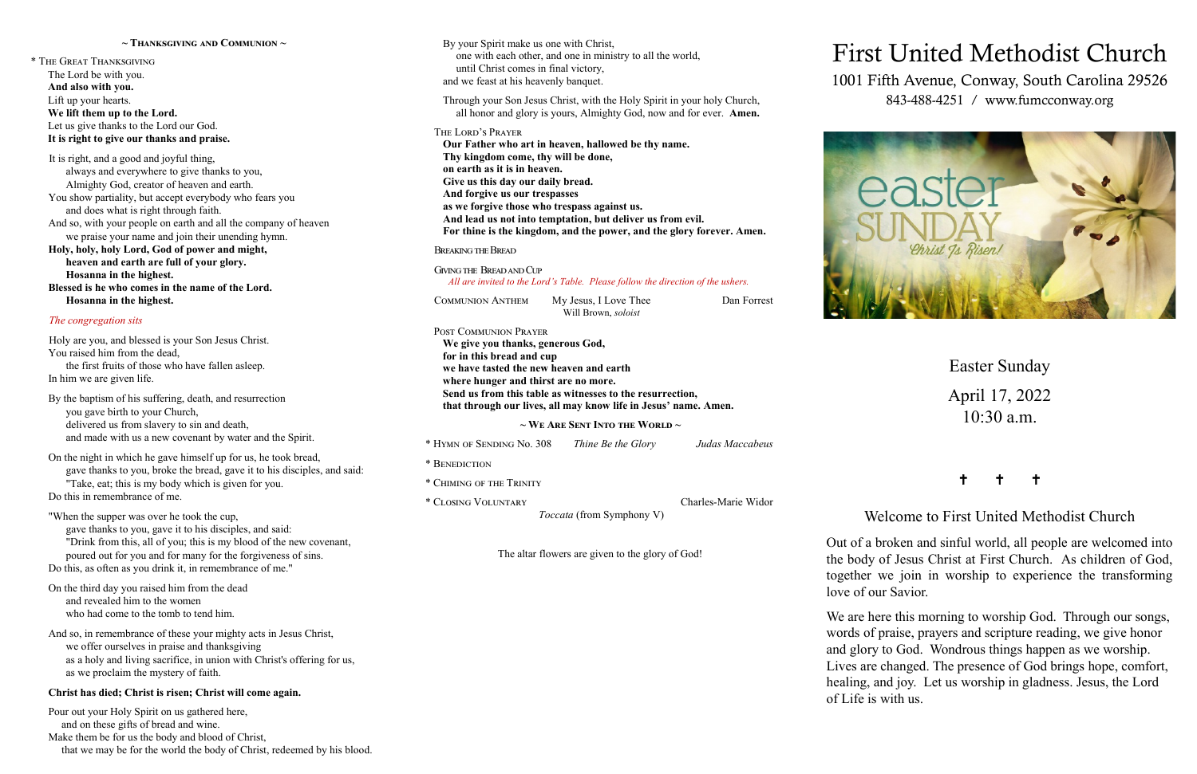## ~ Thanksgiving and Communion ~

\* The Great Thanksgiving

The Lord be with you.
**And also with you.**
Lift up your hearts.
**We lift them up to the Lord.**
Let us give thanks to the Lord our God.
**It is right to give our thanks and praise.**

It is right, and a good and joyful thing,
always and everywhere to give thanks to you,
Almighty God, creator of heaven and earth.
You show partiality, but accept everybody who fears you
and does what is right through faith.
And so, with your people on earth and all the company of heaven
we praise your name and join their unending hymn.
**Holy, holy, holy Lord, God of power and might,**
**heaven and earth are full of your glory.**
**Hosanna in the highest.**
**Blessed is he who comes in the name of the Lord.**
**Hosanna in the highest.**

*The congregation sits*

Holy are you, and blessed is your Son Jesus Christ.
You raised him from the dead,
the first fruits of those who have fallen asleep.
In him we are given life.

By the baptism of his suffering, death, and resurrection
you gave birth to your Church,
delivered us from slavery to sin and death,
and made with us a new covenant by water and the Spirit.

On the night in which he gave himself up for us, he took bread,
gave thanks to you, broke the bread, gave it to his disciples, and said:
"Take, eat; this is my body which is given for you.
Do this in remembrance of me.

"When the supper was over he took the cup,
gave thanks to you, gave it to his disciples, and said:
"Drink from this, all of you; this is my blood of the new covenant,
poured out for you and for many for the forgiveness of sins.
Do this, as often as you drink it, in remembrance of me."

On the third day you raised him from the dead
and revealed him to the women
who had come to the tomb to tend him.

And so, in remembrance of these your mighty acts in Jesus Christ,
we offer ourselves in praise and thanksgiving
as a holy and living sacrifice, in union with Christ's offering for us,
as we proclaim the mystery of faith.

**Christ has died; Christ is risen; Christ will come again.**

Pour out your Holy Spirit on us gathered here,
and on these gifts of bread and wine.
Make them be for us the body and blood of Christ,
that we may be for the world the body of Christ, redeemed by his blood.

By your Spirit make us one with Christ,
one with each other, and one in ministry to all the world,
until Christ comes in final victory,
and we feast at his heavenly banquet.

Through your Son Jesus Christ, with the Holy Spirit in your holy Church,
all honor and glory is yours, Almighty God, now and for ever. **Amen.**

The Lord's Prayer

**Our Father who art in heaven, hallowed be thy name.**
**Thy kingdom come, thy will be done,**
**on earth as it is in heaven.**
**Give us this day our daily bread.**
**And forgive us our trespasses**
**as we forgive those who trespass against us.**
**And lead us not into temptation, but deliver us from evil.**
**For thine is the kingdom, and the power, and the glory forever. Amen.**

Breaking the Bread

Giving the Bread and Cup
*All are invited to the Lord's Table. Please follow the direction of the ushers.*

Communion Anthem — My Jesus, I Love Thee — Dan Forrest
Will Brown, *soloist*

Post Communion Prayer

**We give you thanks, generous God,**
**for in this bread and cup**
**we have tasted the new heaven and earth**
**where hunger and thirst are no more.**
**Send us from this table as witnesses to the resurrection,**
**that through our lives, all may know life in Jesus' name. Amen.**

## ~ We Are Sent Into the World ~

\* Hymn of Sending No. 308 — *Thine Be the Glory* — *Judas Maccabeus*

\* Benediction

\* Chiming of the Trinity

\* Closing Voluntary — Charles-Marie Widor
*Toccata* (from Symphony V)

The altar flowers are given to the glory of God!

# First United Methodist Church

1001 Fifth Avenue, Conway, South Carolina 29526
843-488-4251 / www.fumcconway.org

Easter Sunday
April 17, 2022
10:30 a.m.

✝ ✝ ✝

## Welcome to First United Methodist Church

Out of a broken and sinful world, all people are welcomed into the body of Jesus Christ at First Church. As children of God, together we join in worship to experience the transforming love of our Savior.

We are here this morning to worship God. Through our songs, words of praise, prayers and scripture reading, we give honor and glory to God. Wondrous things happen as we worship. Lives are changed. The presence of God brings hope, comfort, healing, and joy. Let us worship in gladness. Jesus, the Lord of Life is with us.